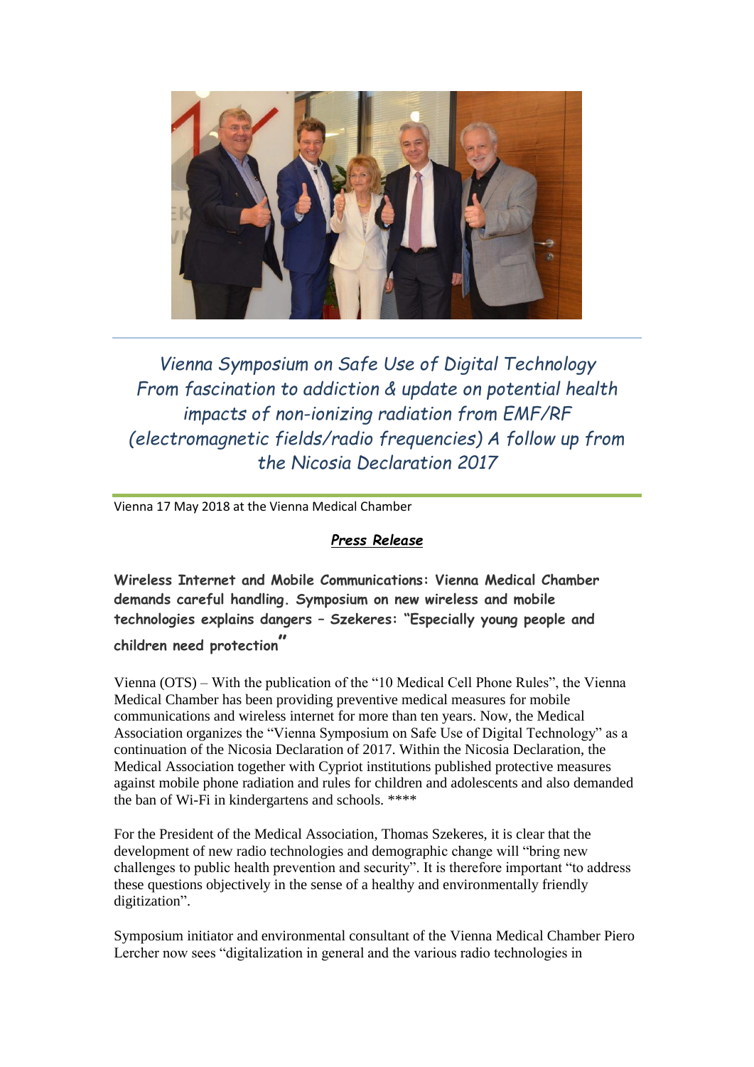*Vienna Symposium on Safe Use of Digital Technology From fascination to addiction & update on potential health impacts of non-ionizing radiation from EMF/RF (electromagnetic fields/radio frequencies) A follow up from the Nicosia Declaration 2017*

Vienna 17 May 2018 at the Vienna Medical Chamber

***Press Release***

**Wireless Internet and Mobile Communications: Vienna Medical Chamber demands careful handling. Symposium on new wireless and mobile technologies explains dangers – Szekeres: "Especially young people and children need protection"**

Vienna (OTS) – With the publication of the "10 Medical Cell Phone Rules", the Vienna Medical Chamber has been providing preventive medical measures for mobile communications and wireless internet for more than ten years. Now, the Medical Association organizes the "Vienna Symposium on Safe Use of Digital Technology" as a continuation of the Nicosia Declaration of 2017. Within the Nicosia Declaration, the Medical Association together with Cypriot institutions published protective measures against mobile phone radiation and rules for children and adolescents and also demanded the ban of Wi-Fi in kindergartens and schools. ****

For the President of the Medical Association, Thomas Szekeres, it is clear that the development of new radio technologies and demographic change will "bring new challenges to public health prevention and security". It is therefore important "to address these questions objectively in the sense of a healthy and environmentally friendly digitization".

Symposium initiator and environmental consultant of the Vienna Medical Chamber Piero Lercher now sees "digitalization in general and the various radio technologies in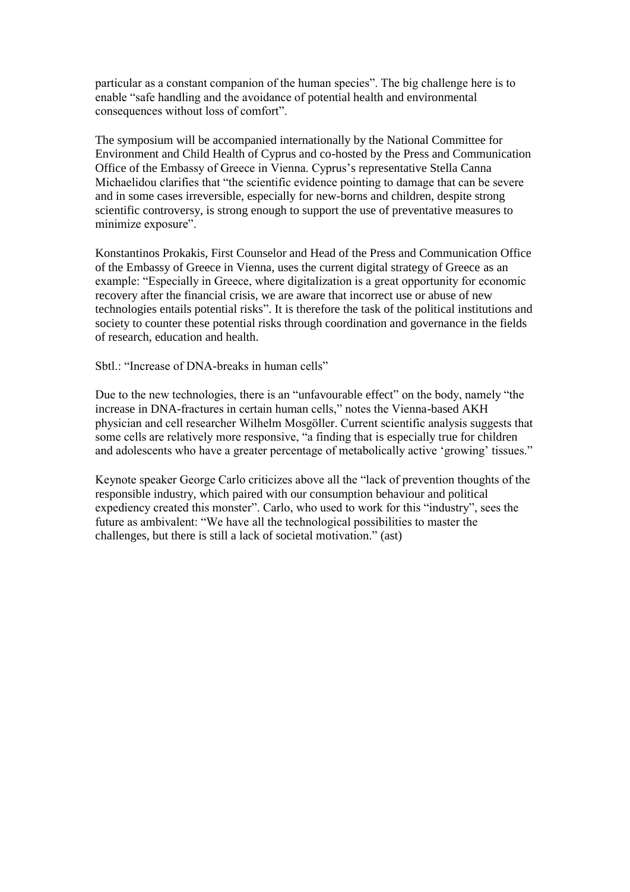particular as a constant companion of the human species". The big challenge here is to enable "safe handling and the avoidance of potential health and environmental consequences without loss of comfort".

The symposium will be accompanied internationally by the National Committee for Environment and Child Health of Cyprus and co-hosted by the Press and Communication Office of the Embassy of Greece in Vienna. Cyprus's representative Stella Canna Michaelidou clarifies that "the scientific evidence pointing to damage that can be severe and in some cases irreversible, especially for new-borns and children, despite strong scientific controversy, is strong enough to support the use of preventative measures to minimize exposure".

Konstantinos Prokakis, First Counselor and Head of the Press and Communication Office of the Embassy of Greece in Vienna, uses the current digital strategy of Greece as an example: "Especially in Greece, where digitalization is a great opportunity for economic recovery after the financial crisis, we are aware that incorrect use or abuse of new technologies entails potential risks". It is therefore the task of the political institutions and society to counter these potential risks through coordination and governance in the fields of research, education and health.

Sbtl.: "Increase of DNA-breaks in human cells"

Due to the new technologies, there is an "unfavourable effect" on the body, namely "the increase in DNA-fractures in certain human cells," notes the Vienna-based AKH physician and cell researcher Wilhelm Mosgöller. Current scientific analysis suggests that some cells are relatively more responsive, "a finding that is especially true for children and adolescents who have a greater percentage of metabolically active 'growing' tissues."

Keynote speaker George Carlo criticizes above all the "lack of prevention thoughts of the responsible industry, which paired with our consumption behaviour and political expediency created this monster". Carlo, who used to work for this "industry", sees the future as ambivalent: "We have all the technological possibilities to master the challenges, but there is still a lack of societal motivation." (ast)